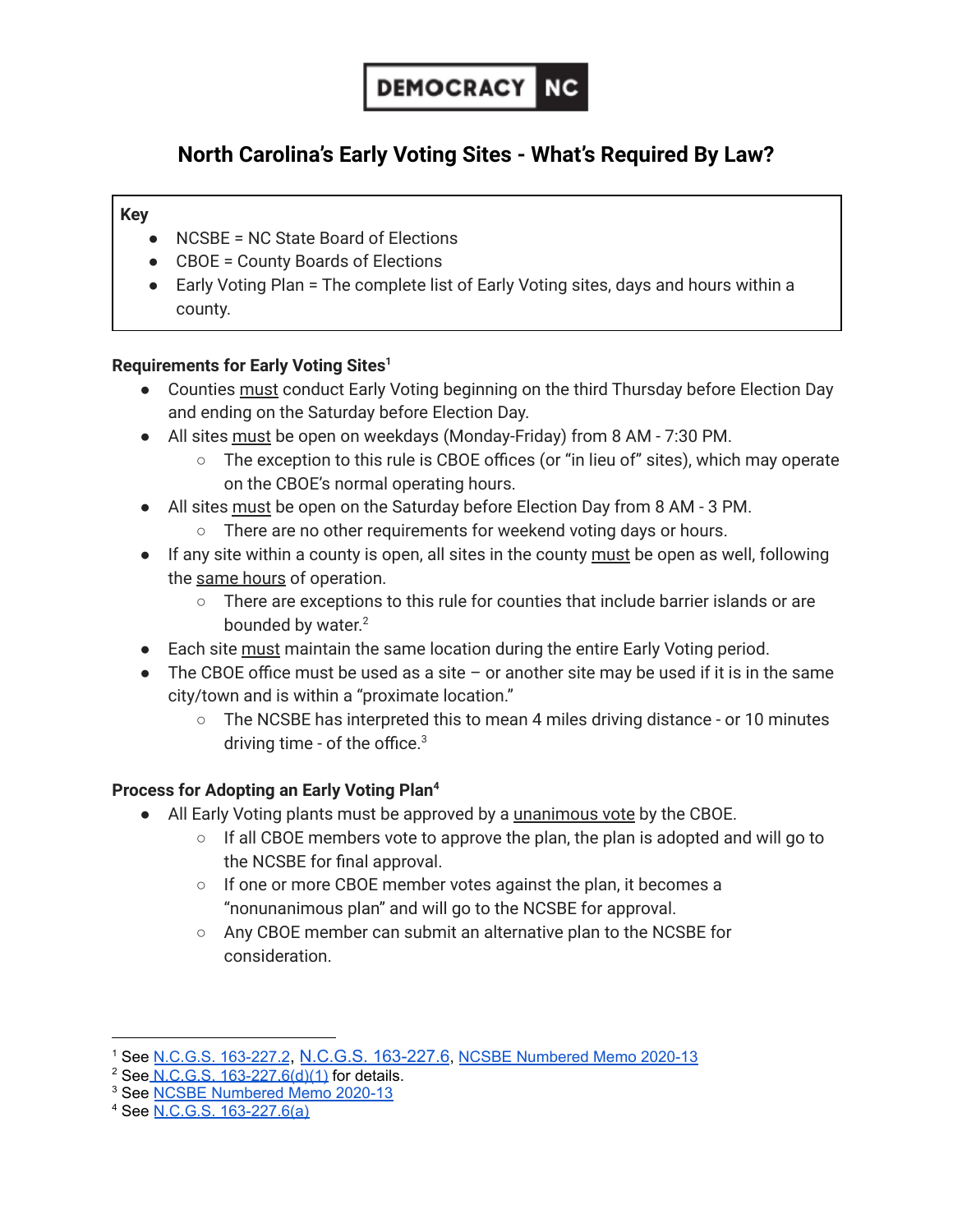DEMOCRACY NC

# North Carolina's Early Voting Sites - What's Required By Law?

**Key**

- NCSBE = NC State Board of Elections
- CBOE = County Boards of Elections
- Early Voting Plan = The complete list of Early Voting sites, days and hours within a county.

### Requirements for Early Voting Sites[1]

- Counties <u>must</u> conduct Early Voting beginning on the third Thursday before Election Day and ending on the Saturday before Election Day.
- All sites <u>must</u> be open on weekdays (Monday-Friday) from 8 AM - 7:30 PM.
  - The exception to this rule is CBOE offices (or "in lieu of" sites), which may operate on the CBOE's normal operating hours.
- All sites <u>must</u> be open on the Saturday before Election Day from 8 AM - 3 PM.
  - There are no other requirements for weekend voting days or hours.
- If any site within a county is open, all sites in the county <u>must</u> be open as well, following the <u>same hours</u> of operation.
  - There are exceptions to this rule for counties that include barrier islands or are bounded by water.[2]
- Each site <u>must</u> maintain the same location during the entire Early Voting period.
- The CBOE office must be used as a site – or another site may be used if it is in the same city/town and is within a "proximate location."
  - The NCSBE has interpreted this to mean 4 miles driving distance - or 10 minutes driving time - of the office.[3]

### Process for Adopting an Early Voting Plan[4]

- All Early Voting plants must be approved by a <u>unanimous vote</u> by the CBOE.
  - If all CBOE members vote to approve the plan, the plan is adopted and will go to the NCSBE for final approval.
  - If one or more CBOE member votes against the plan, it becomes a "nonunanimous plan" and will go to the NCSBE for approval.
  - Any CBOE member can submit an alternative plan to the NCSBE for consideration.

---

[1] See N.C.G.S. 163-227.2, N.C.G.S. 163-227.6, NCSBE Numbered Memo 2020-13

[2] See N.C.G.S. 163-227.6(d)(1) for details.

[3] See NCSBE Numbered Memo 2020-13

[4] See N.C.G.S. 163-227.6(a)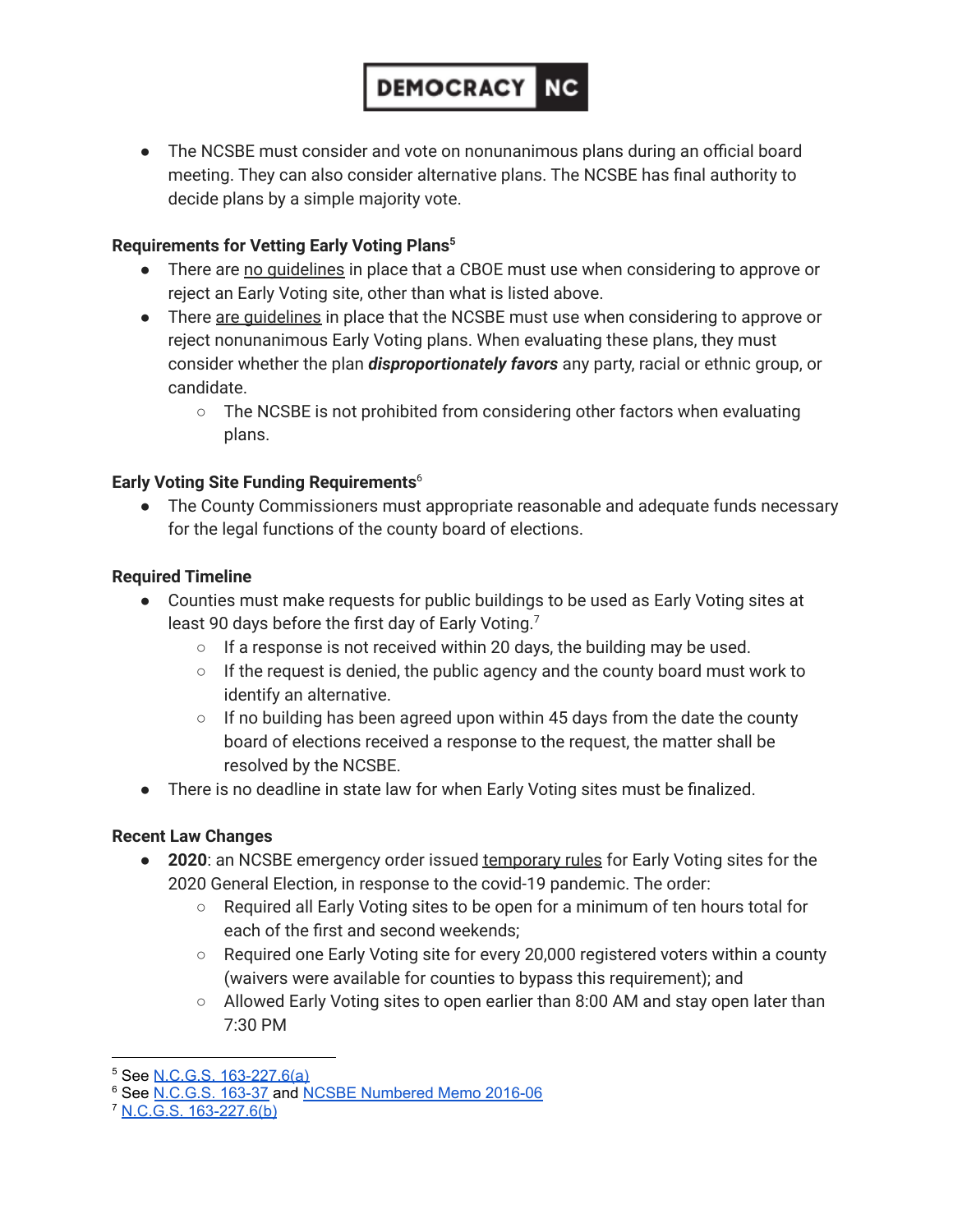- The NCSBE must consider and vote on nonunanimous plans during an official board meeting. They can also consider alternative plans. The NCSBE has final authority to decide plans by a simple majority vote.

**Requirements for Vetting Early Voting Plans**[5]

- There are no guidelines in place that a CBOE must use when considering to approve or reject an Early Voting site, other than what is listed above.
- There are guidelines in place that the NCSBE must use when considering to approve or reject nonunanimous Early Voting plans. When evaluating these plans, they must consider whether the plan ***disproportionately favors*** any party, racial or ethnic group, or candidate.
  - The NCSBE is not prohibited from considering other factors when evaluating plans.

**Early Voting Site Funding Requirements**[6]

- The County Commissioners must appropriate reasonable and adequate funds necessary for the legal functions of the county board of elections.

**Required Timeline**

- Counties must make requests for public buildings to be used as Early Voting sites at least 90 days before the first day of Early Voting.[7]
  - If a response is not received within 20 days, the building may be used.
  - If the request is denied, the public agency and the county board must work to identify an alternative.
  - If no building has been agreed upon within 45 days from the date the county board of elections received a response to the request, the matter shall be resolved by the NCSBE.
- There is no deadline in state law for when Early Voting sites must be finalized.

**Recent Law Changes**

- **2020**: an NCSBE emergency order issued temporary rules for Early Voting sites for the 2020 General Election, in response to the covid-19 pandemic. The order:
  - Required all Early Voting sites to be open for a minimum of ten hours total for each of the first and second weekends;
  - Required one Early Voting site for every 20,000 registered voters within a county (waivers were available for counties to bypass this requirement); and
  - Allowed Early Voting sites to open earlier than 8:00 AM and stay open later than 7:30 PM

---

[5] See N.C.G.S. 163-227.6(a)

[6] See N.C.G.S. 163-37 and NCSBE Numbered Memo 2016-06

[7] N.C.G.S. 163-227.6(b)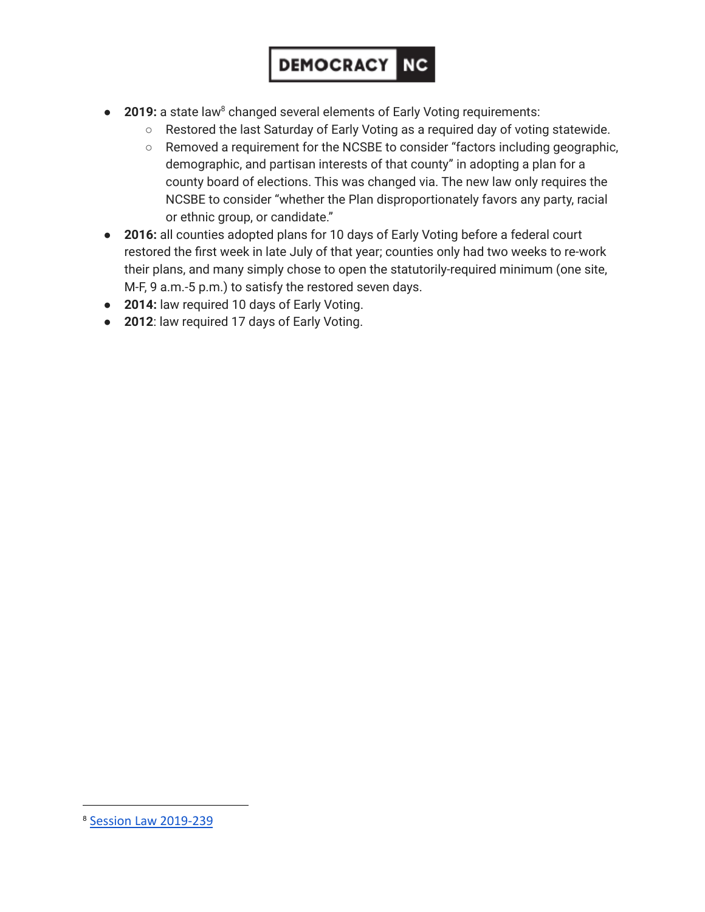- **2019:** a state law[8] changed several elements of Early Voting requirements:
  - Restored the last Saturday of Early Voting as a required day of voting statewide.
  - Removed a requirement for the NCSBE to consider "factors including geographic, demographic, and partisan interests of that county" in adopting a plan for a county board of elections. This was changed via. The new law only requires the NCSBE to consider "whether the Plan disproportionately favors any party, racial or ethnic group, or candidate."
- **2016:** all counties adopted plans for 10 days of Early Voting before a federal court restored the first week in late July of that year; counties only had two weeks to re-work their plans, and many simply chose to open the statutorily-required minimum (one site, M-F, 9 a.m.-5 p.m.) to satisfy the restored seven days.
- **2014:** law required 10 days of Early Voting.
- **2012**: law required 17 days of Early Voting.

---

[8] Session Law 2019-239